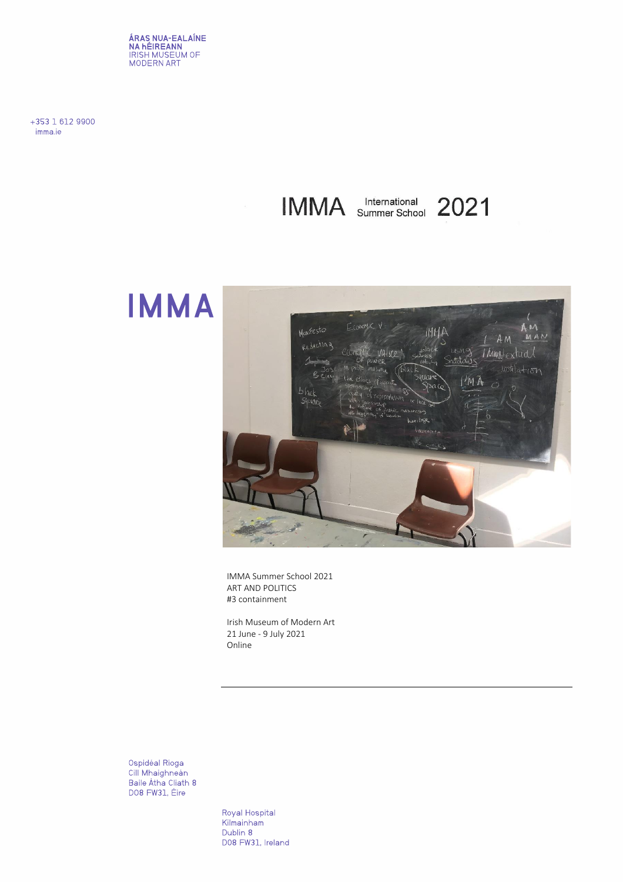ÁRAS NUA-EALAÍNE
NA hÉIREANN
IRISH MUSEUM OF
MODERN ART

+353 1 612 9900
imma.ie

# IMMA International Summer School 2021

IMMA

IMMA Summer School 2021
ART AND POLITICS
#3 containment

Irish Museum of Modern Art
21 June - 9 July 2021
Online

---

Ospidéal Ríoga
Cill Mhaighneán
Baile Átha Cliath 8
D08 FW31, Éire

Royal Hospital
Kilmainham
Dublin 8
D08 FW31, Ireland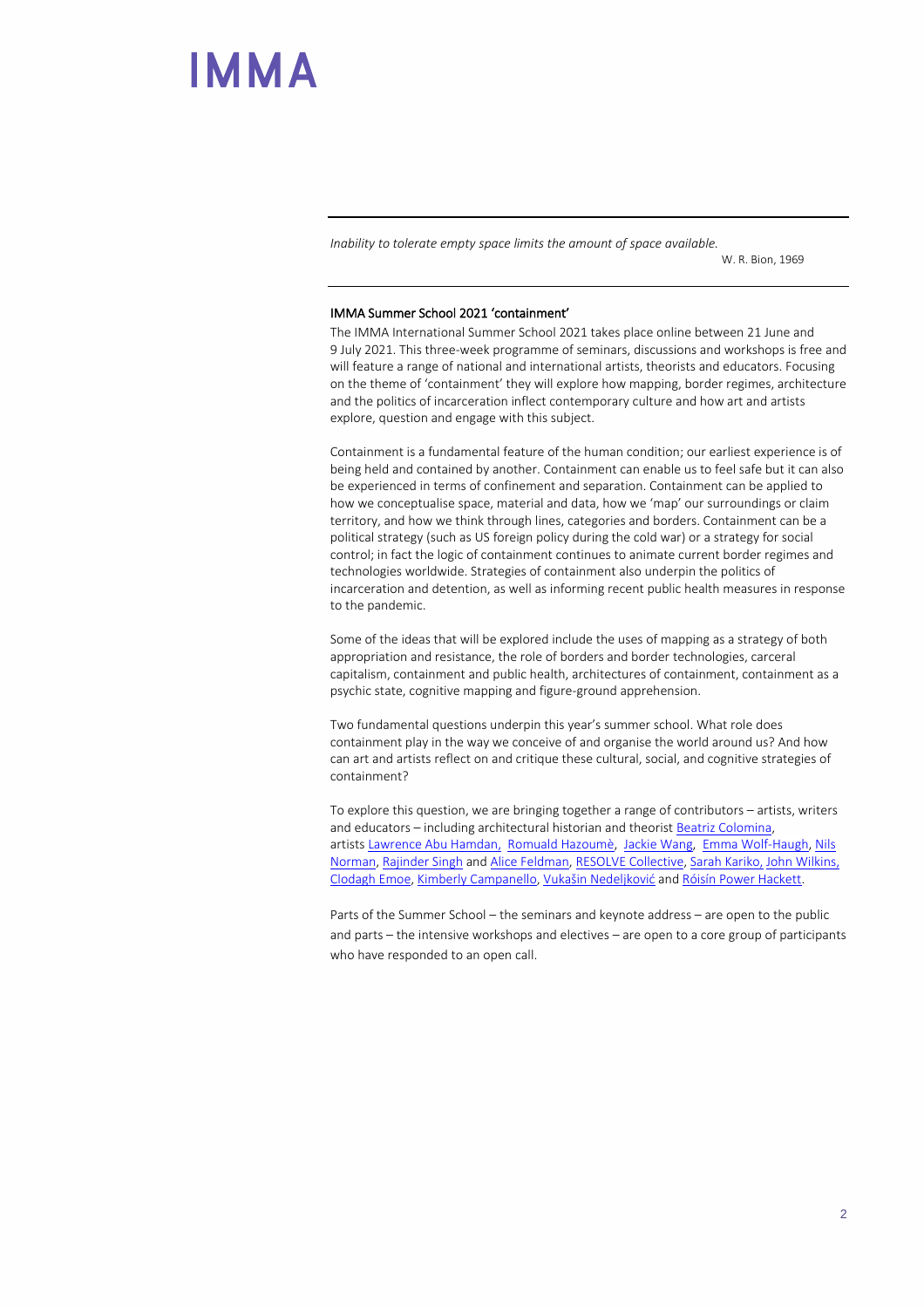*Inability to tolerate empty space limits the amount of space available.*

W. R. Bion, 1969

## IMMA Summer School 2021 'containment'

The IMMA International Summer School 2021 takes place online between 21 June and 9 July 2021. This three-week programme of seminars, discussions and workshops is free and will feature a range of national and international artists, theorists and educators. Focusing on the theme of 'containment' they will explore how mapping, border regimes, architecture and the politics of incarceration inflect contemporary culture and how art and artists explore, question and engage with this subject.

Containment is a fundamental feature of the human condition; our earliest experience is of being held and contained by another. Containment can enable us to feel safe but it can also be experienced in terms of confinement and separation. Containment can be applied to how we conceptualise space, material and data, how we 'map' our surroundings or claim territory, and how we think through lines, categories and borders. Containment can be a political strategy (such as US foreign policy during the cold war) or a strategy for social control; in fact the logic of containment continues to animate current border regimes and technologies worldwide. Strategies of containment also underpin the politics of incarceration and detention, as well as informing recent public health measures in response to the pandemic.

Some of the ideas that will be explored include the uses of mapping as a strategy of both appropriation and resistance, the role of borders and border technologies, carceral capitalism, containment and public health, architectures of containment, containment as a psychic state, cognitive mapping and figure-ground apprehension.

Two fundamental questions underpin this year's summer school. What role does containment play in the way we conceive of and organise the world around us? And how can art and artists reflect on and critique these cultural, social, and cognitive strategies of containment?

To explore this question, we are bringing together a range of contributors – artists, writers and educators – including architectural historian and theorist Beatriz Colomina, artists Lawrence Abu Hamdan, Romuald Hazoumè, Jackie Wang, Emma Wolf-Haugh, Nils Norman, Rajinder Singh and Alice Feldman, RESOLVE Collective, Sarah Kariko, John Wilkins, Clodagh Emoe, Kimberly Campanello, Vukašin Nedeljković and Róisín Power Hackett.

Parts of the Summer School – the seminars and keynote address – are open to the public and parts – the intensive workshops and electives – are open to a core group of participants who have responded to an open call.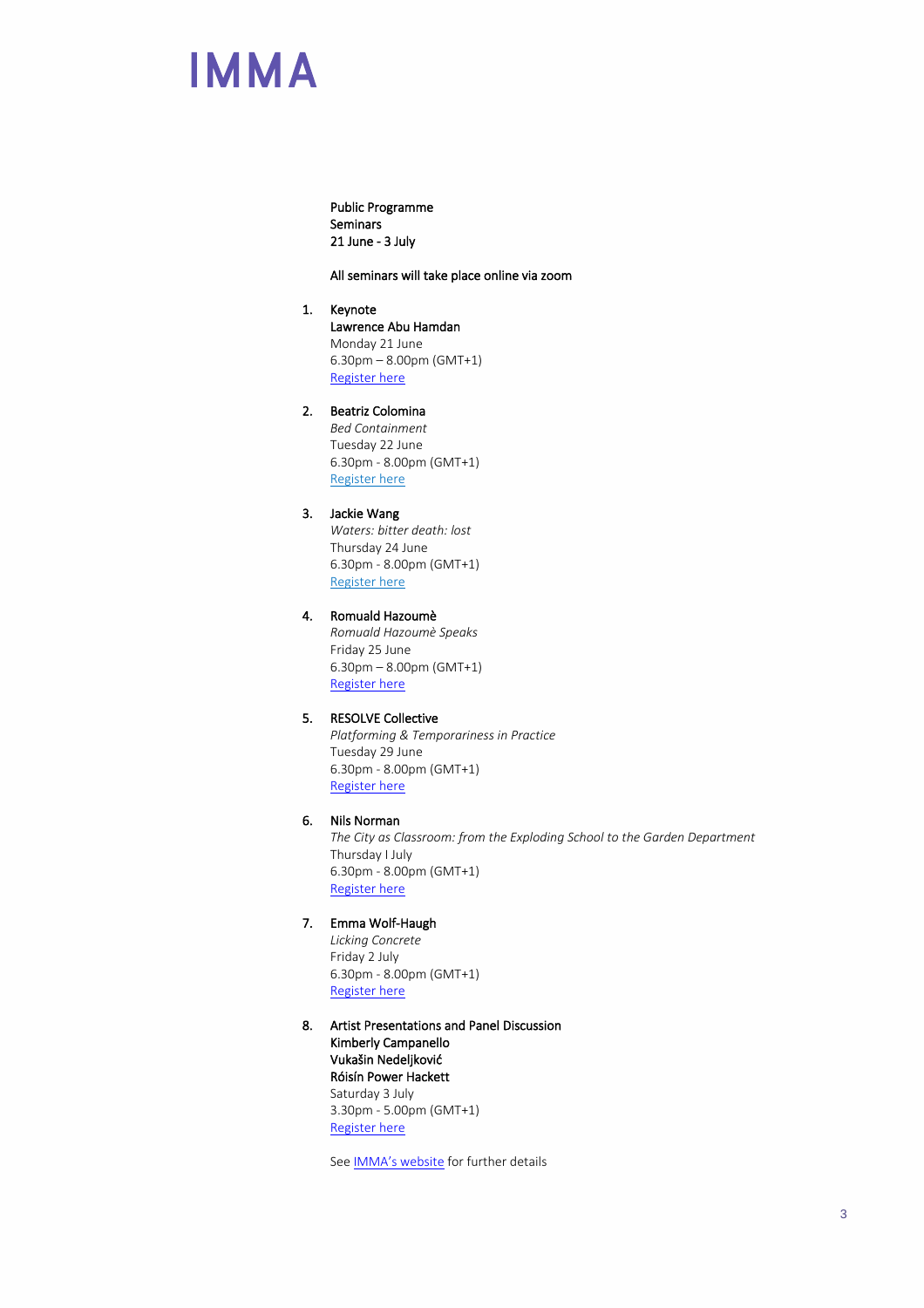# IMMA

**Public Programme**
**Seminars**
**21 June - 3 July**

**All seminars will take place online via zoom**

1. **Keynote**
   **Lawrence Abu Hamdan**
   Monday 21 June
   6.30pm – 8.00pm (GMT+1)
   Register here

2. **Beatriz Colomina**
   *Bed Containment*
   Tuesday 22 June
   6.30pm - 8.00pm (GMT+1)
   Register here

3. **Jackie Wang**
   *Waters: bitter death: lost*
   Thursday 24 June
   6.30pm - 8.00pm (GMT+1)
   Register here

4. **Romuald Hazoumè**
   *Romuald Hazoumè Speaks*
   Friday 25 June
   6.30pm – 8.00pm (GMT+1)
   Register here

5. **RESOLVE Collective**
   *Platforming & Temporariness in Practice*
   Tuesday 29 June
   6.30pm - 8.00pm (GMT+1)
   Register here

6. **Nils Norman**
   *The City as Classroom: from the Exploding School to the Garden Department*
   Thursday I July
   6.30pm - 8.00pm (GMT+1)
   Register here

7. **Emma Wolf-Haugh**
   *Licking Concrete*
   Friday 2 July
   6.30pm - 8.00pm (GMT+1)
   Register here

8. **Artist Presentations and Panel Discussion**
   **Kimberly Campanello**
   **Vukašin Nedeljković**
   **Róisín Power Hackett**
   Saturday 3 July
   3.30pm - 5.00pm (GMT+1)
   Register here

See IMMA's website for further details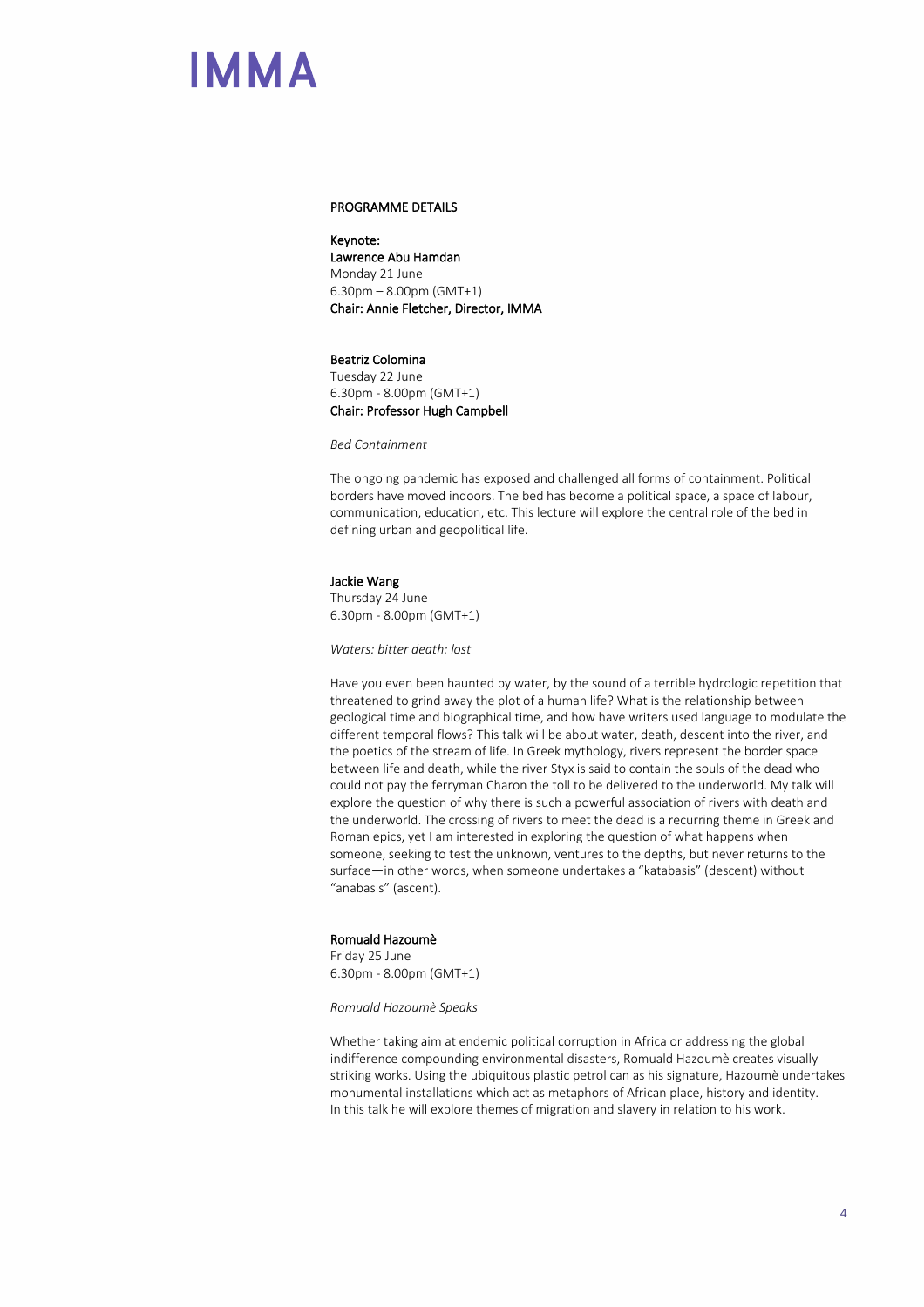## PROGRAMME DETAILS

**Keynote:**
**Lawrence Abu Hamdan**
Monday 21 June
6.30pm – 8.00pm (GMT+1)
**Chair: Annie Fletcher, Director, IMMA**

**Beatriz Colomina**
Tuesday 22 June
6.30pm - 8.00pm (GMT+1)
**Chair: Professor Hugh Campbell**

*Bed Containment*

The ongoing pandemic has exposed and challenged all forms of containment. Political borders have moved indoors. The bed has become a political space, a space of labour, communication, education, etc. This lecture will explore the central role of the bed in defining urban and geopolitical life.

**Jackie Wang**
Thursday 24 June
6.30pm - 8.00pm (GMT+1)

*Waters: bitter death: lost*

Have you even been haunted by water, by the sound of a terrible hydrologic repetition that threatened to grind away the plot of a human life? What is the relationship between geological time and biographical time, and how have writers used language to modulate the different temporal flows? This talk will be about water, death, descent into the river, and the poetics of the stream of life. In Greek mythology, rivers represent the border space between life and death, while the river Styx is said to contain the souls of the dead who could not pay the ferryman Charon the toll to be delivered to the underworld. My talk will explore the question of why there is such a powerful association of rivers with death and the underworld. The crossing of rivers to meet the dead is a recurring theme in Greek and Roman epics, yet I am interested in exploring the question of what happens when someone, seeking to test the unknown, ventures to the depths, but never returns to the surface—in other words, when someone undertakes a "katabasis" (descent) without "anabasis" (ascent).

**Romuald Hazoumè**
Friday 25 June
6.30pm - 8.00pm (GMT+1)

*Romuald Hazoumè Speaks*

Whether taking aim at endemic political corruption in Africa or addressing the global indifference compounding environmental disasters, Romuald Hazoumè creates visually striking works. Using the ubiquitous plastic petrol can as his signature, Hazoumè undertakes monumental installations which act as metaphors of African place, history and identity. In this talk he will explore themes of migration and slavery in relation to his work.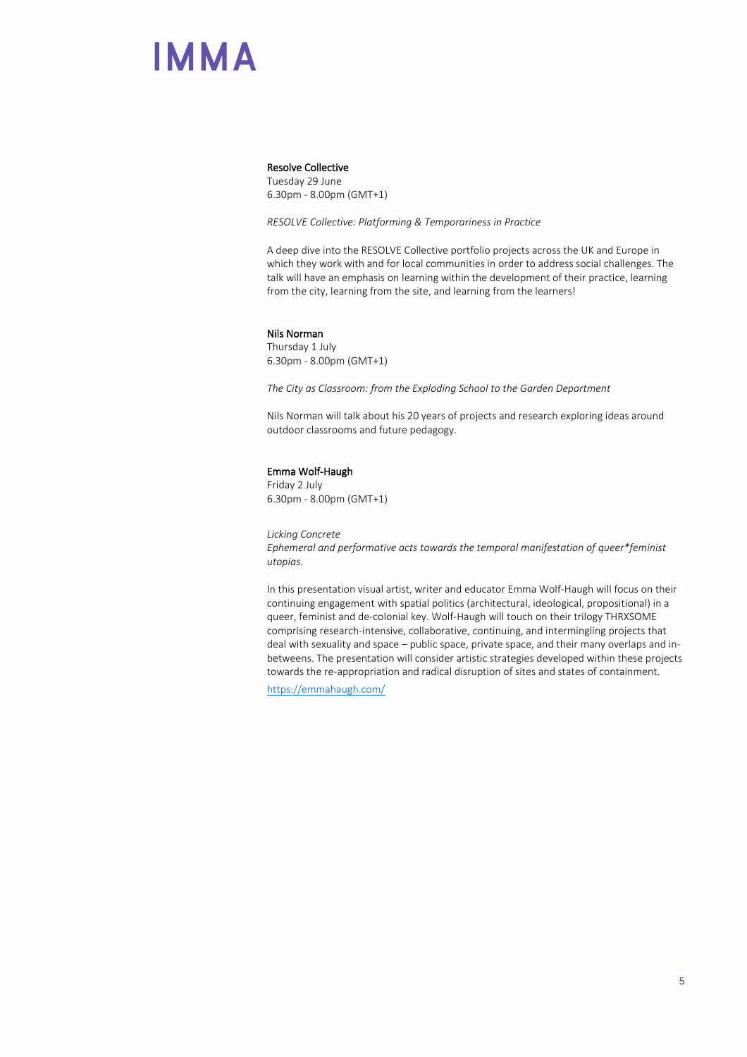### Resolve Collective

Tuesday 29 June
6.30pm - 8.00pm (GMT+1)

*RESOLVE Collective: Platforming & Temporariness in Practice*

A deep dive into the RESOLVE Collective portfolio projects across the UK and Europe in which they work with and for local communities in order to address social challenges. The talk will have an emphasis on learning within the development of their practice, learning from the city, learning from the site, and learning from the learners!

### Nils Norman

Thursday 1 July
6.30pm - 8.00pm (GMT+1)

*The City as Classroom: from the Exploding School to the Garden Department*

Nils Norman will talk about his 20 years of projects and research exploring ideas around outdoor classrooms and future pedagogy.

### Emma Wolf-Haugh

Friday 2 July
6.30pm - 8.00pm (GMT+1)

*Licking Concrete*
*Ephemeral and performative acts towards the temporal manifestation of queer*feminist utopias.*

In this presentation visual artist, writer and educator Emma Wolf-Haugh will focus on their continuing engagement with spatial politics (architectural, ideological, propositional) in a queer, feminist and de-colonial key. Wolf-Haugh will touch on their trilogy THRXSOME comprising research-intensive, collaborative, continuing, and intermingling projects that deal with sexuality and space – public space, private space, and their many overlaps and in-betweens. The presentation will consider artistic strategies developed within these projects towards the re-appropriation and radical disruption of sites and states of containment.

https://emmahaugh.com/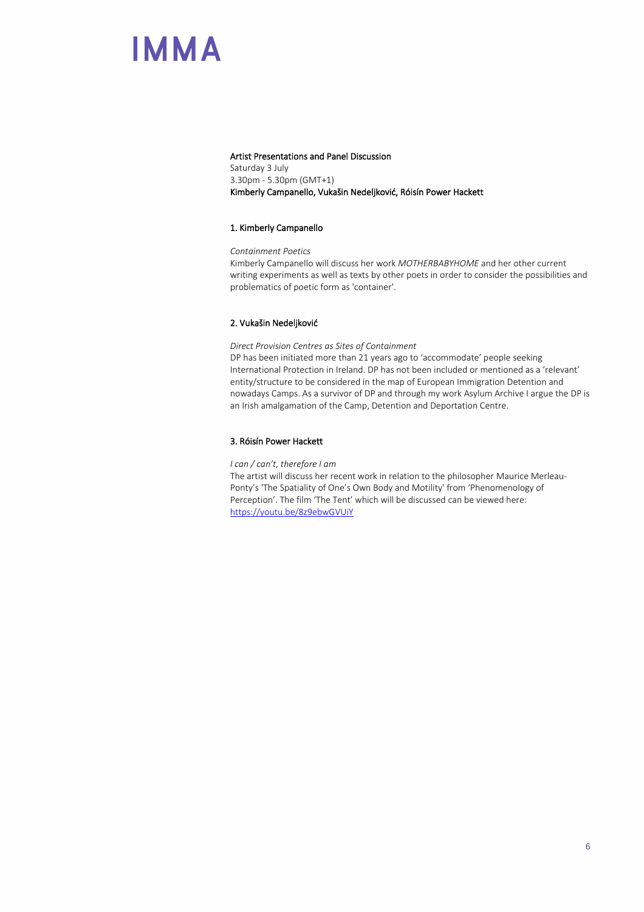**Artist Presentations and Panel Discussion**
Saturday 3 July
3.30pm - 5.30pm (GMT+1)
**Kimberly Campanello, Vukašin Nedeljković, Róisín Power Hackett**

**1. Kimberly Campanello**

*Containment Poetics*
Kimberly Campanello will discuss her work *MOTHERBABYHOME* and her other current writing experiments as well as texts by other poets in order to consider the possibilities and problematics of poetic form as 'container'.

**2. Vukašin Nedeljković**

*Direct Provision Centres as Sites of Containment*
DP has been initiated more than 21 years ago to 'accommodate' people seeking International Protection in Ireland. DP has not been included or mentioned as a 'relevant' entity/structure to be considered in the map of European Immigration Detention and nowadays Camps. As a survivor of DP and through my work Asylum Archive I argue the DP is an Irish amalgamation of the Camp, Detention and Deportation Centre.

**3. Róisín Power Hackett**

*I can / can't, therefore I am*
The artist will discuss her recent work in relation to the philosopher Maurice Merleau-Ponty's 'The Spatiality of One's Own Body and Motility' from 'Phenomenology of Perception'. The film 'The Tent' which will be discussed can be viewed here: https://youtu.be/8z9ebwGVUiY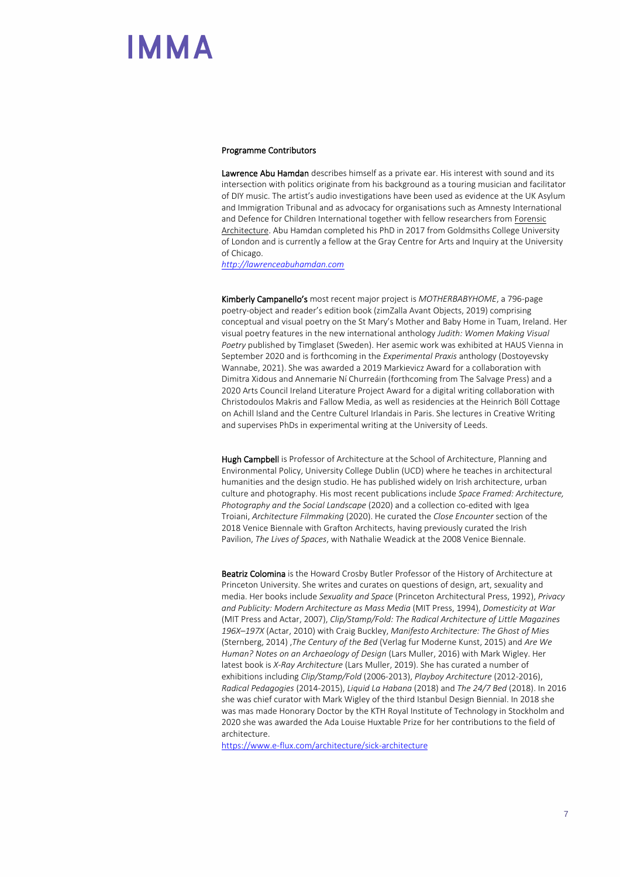## Programme Contributors

**Lawrence Abu Hamdan** describes himself as a private ear. His interest with sound and its intersection with politics originate from his background as a touring musician and facilitator of DIY music. The artist's audio investigations have been used as evidence at the UK Asylum and Immigration Tribunal and as advocacy for organisations such as Amnesty International and Defence for Children International together with fellow researchers from Forensic Architecture. Abu Hamdan completed his PhD in 2017 from Goldsmiths College University of London and is currently a fellow at the Gray Centre for Arts and Inquiry at the University of Chicago.
*http://lawrenceabuhamdan.com*

**Kimberly Campanello's** most recent major project is *MOTHERBABYHOME*, a 796-page poetry-object and reader's edition book (zimZalla Avant Objects, 2019) comprising conceptual and visual poetry on the St Mary's Mother and Baby Home in Tuam, Ireland. Her visual poetry features in the new international anthology *Judith: Women Making Visual Poetry* published by Timglaset (Sweden). Her asemic work was exhibited at HAUS Vienna in September 2020 and is forthcoming in the *Experimental Praxis* anthology (Dostoyevsky Wannabe, 2021). She was awarded a 2019 Markievicz Award for a collaboration with Dimitra Xidous and Annemarie Ní Churreáin (forthcoming from The Salvage Press) and a 2020 Arts Council Ireland Literature Project Award for a digital writing collaboration with Christodoulos Makris and Fallow Media, as well as residencies at the Heinrich Böll Cottage on Achill Island and the Centre Culturel Irlandais in Paris. She lectures in Creative Writing and supervises PhDs in experimental writing at the University of Leeds.

**Hugh Campbell** is Professor of Architecture at the School of Architecture, Planning and Environmental Policy, University College Dublin (UCD) where he teaches in architectural humanities and the design studio. He has published widely on Irish architecture, urban culture and photography. His most recent publications include *Space Framed: Architecture, Photography and the Social Landscape* (2020) and a collection co-edited with Igea Troiani, *Architecture Filmmaking* (2020). He curated the *Close Encounter* section of the 2018 Venice Biennale with Grafton Architects, having previously curated the Irish Pavilion, *The Lives of Spaces*, with Nathalie Weadick at the 2008 Venice Biennale.

**Beatriz Colomina** is the Howard Crosby Butler Professor of the History of Architecture at Princeton University. She writes and curates on questions of design, art, sexuality and media. Her books include *Sexuality and Space* (Princeton Architectural Press, 1992), *Privacy and Publicity: Modern Architecture as Mass Media* (MIT Press, 1994), *Domesticity at War* (MIT Press and Actar, 2007), *Clip/Stamp/Fold: The Radical Architecture of Little Magazines 196X–197X* (Actar, 2010) with Craig Buckley, *Manifesto Architecture: The Ghost of Mies* (Sternberg, 2014) ,*The Century of the Bed* (Verlag fur Moderne Kunst, 2015) and *Are We Human? Notes on an Archaeology of Design* (Lars Muller, 2016) with Mark Wigley. Her latest book is *X-Ray Architecture* (Lars Muller, 2019). She has curated a number of exhibitions including *Clip/Stamp/Fold* (2006-2013), *Playboy Architecture* (2012-2016), *Radical Pedagogies* (2014-2015), *Liquid La Habana* (2018) and *The 24/7 Bed* (2018). In 2016 she was chief curator with Mark Wigley of the third Istanbul Design Biennial. In 2018 she was mas made Honorary Doctor by the KTH Royal Institute of Technology in Stockholm and 2020 she was awarded the Ada Louise Huxtable Prize for her contributions to the field of architecture.
https://www.e-flux.com/architecture/sick-architecture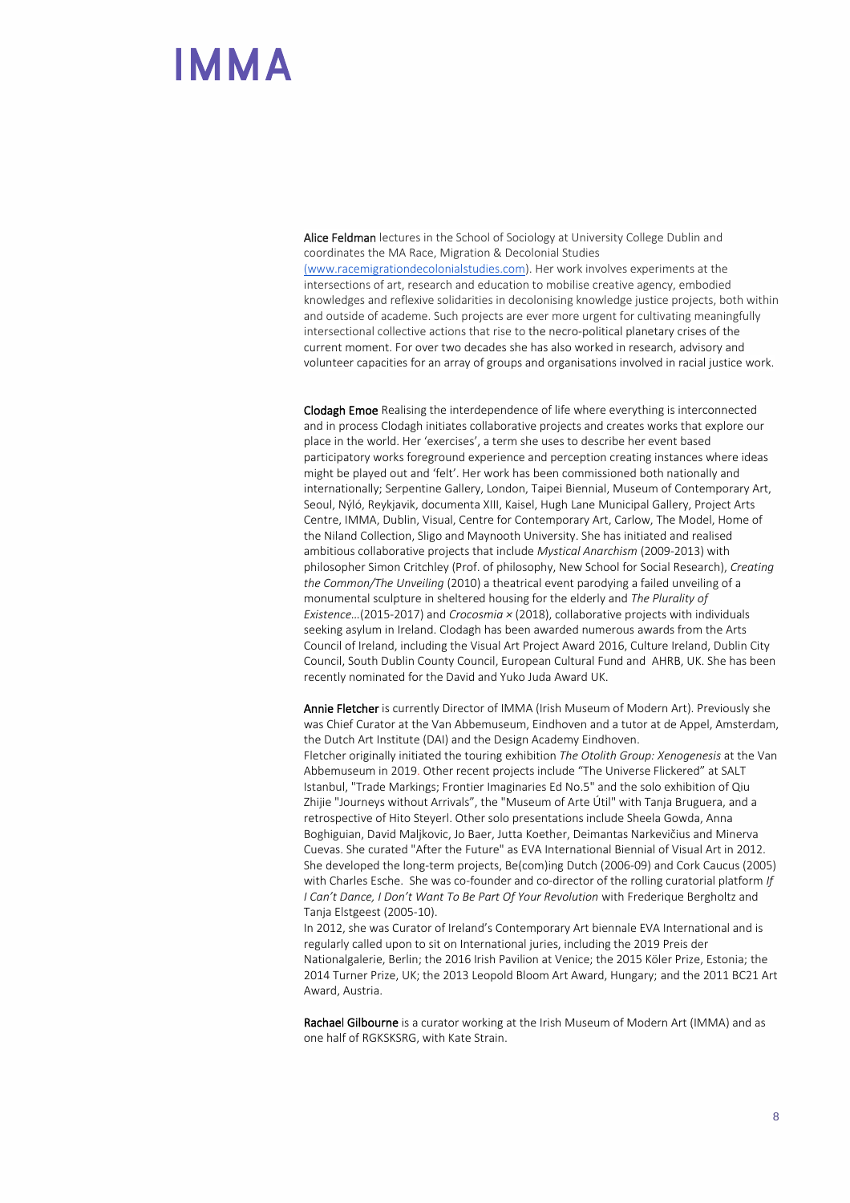**Alice Feldman** lectures in the School of Sociology at University College Dublin and coordinates the MA Race, Migration & Decolonial Studies (www.racemigrationdecolonialstudies.com). Her work involves experiments at the intersections of art, research and education to mobilise creative agency, embodied knowledges and reflexive solidarities in decolonising knowledge justice projects, both within and outside of academe. Such projects are ever more urgent for cultivating meaningfully intersectional collective actions that rise to the necro-political planetary crises of the current moment. For over two decades she has also worked in research, advisory and volunteer capacities for an array of groups and organisations involved in racial justice work.

**Clodagh Emoe** Realising the interdependence of life where everything is interconnected and in process Clodagh initiates collaborative projects and creates works that explore our place in the world. Her 'exercises', a term she uses to describe her event based participatory works foreground experience and perception creating instances where ideas might be played out and 'felt'. Her work has been commissioned both nationally and internationally; Serpentine Gallery, London, Taipei Biennial, Museum of Contemporary Art, Seoul, Nýló, Reykjavik, documenta XIII, Kaisel, Hugh Lane Municipal Gallery, Project Arts Centre, IMMA, Dublin, Visual, Centre for Contemporary Art, Carlow, The Model, Home of the Niland Collection, Sligo and Maynooth University. She has initiated and realised ambitious collaborative projects that include *Mystical Anarchism* (2009-2013) with philosopher Simon Critchley (Prof. of philosophy, New School for Social Research), *Creating the Common/The Unveiling* (2010) a theatrical event parodying a failed unveiling of a monumental sculpture in sheltered housing for the elderly and *The Plurality of Existence…*(2015-2017) and *Crocosmia ×* (2018), collaborative projects with individuals seeking asylum in Ireland. Clodagh has been awarded numerous awards from the Arts Council of Ireland, including the Visual Art Project Award 2016, Culture Ireland, Dublin City Council, South Dublin County Council, European Cultural Fund and AHRB, UK. She has been recently nominated for the David and Yuko Juda Award UK.

**Annie Fletcher** is currently Director of IMMA (Irish Museum of Modern Art). Previously she was Chief Curator at the Van Abbemuseum, Eindhoven and a tutor at de Appel, Amsterdam, the Dutch Art Institute (DAI) and the Design Academy Eindhoven.
Fletcher originally initiated the touring exhibition *The Otolith Group: Xenogenesis* at the Van Abbemuseum in 2019. Other recent projects include "The Universe Flickered" at SALT Istanbul, "Trade Markings; Frontier Imaginaries Ed No.5" and the solo exhibition of Qiu Zhijie "Journeys without Arrivals", the "Museum of Arte Útil" with Tanja Bruguera, and a retrospective of Hito Steyerl. Other solo presentations include Sheela Gowda, Anna Boghiguian, David Maljkovic, Jo Baer, Jutta Koether, Deimantas Narkevičius and Minerva Cuevas. She curated "After the Future" as EVA International Biennial of Visual Art in 2012. She developed the long-term projects, Be(com)ing Dutch (2006-09) and Cork Caucus (2005) with Charles Esche. She was co-founder and co-director of the rolling curatorial platform *If I Can't Dance, I Don't Want To Be Part Of Your Revolution* with Frederique Bergholtz and Tanja Elstgeest (2005-10).
In 2012, she was Curator of Ireland's Contemporary Art biennale EVA International and is regularly called upon to sit on International juries, including the 2019 Preis der Nationalgalerie, Berlin; the 2016 Irish Pavilion at Venice; the 2015 Köler Prize, Estonia; the 2014 Turner Prize, UK; the 2013 Leopold Bloom Art Award, Hungary; and the 2011 BC21 Art Award, Austria.

**Rachael Gilbourne** is a curator working at the Irish Museum of Modern Art (IMMA) and as one half of RGKSKSRG, with Kate Strain.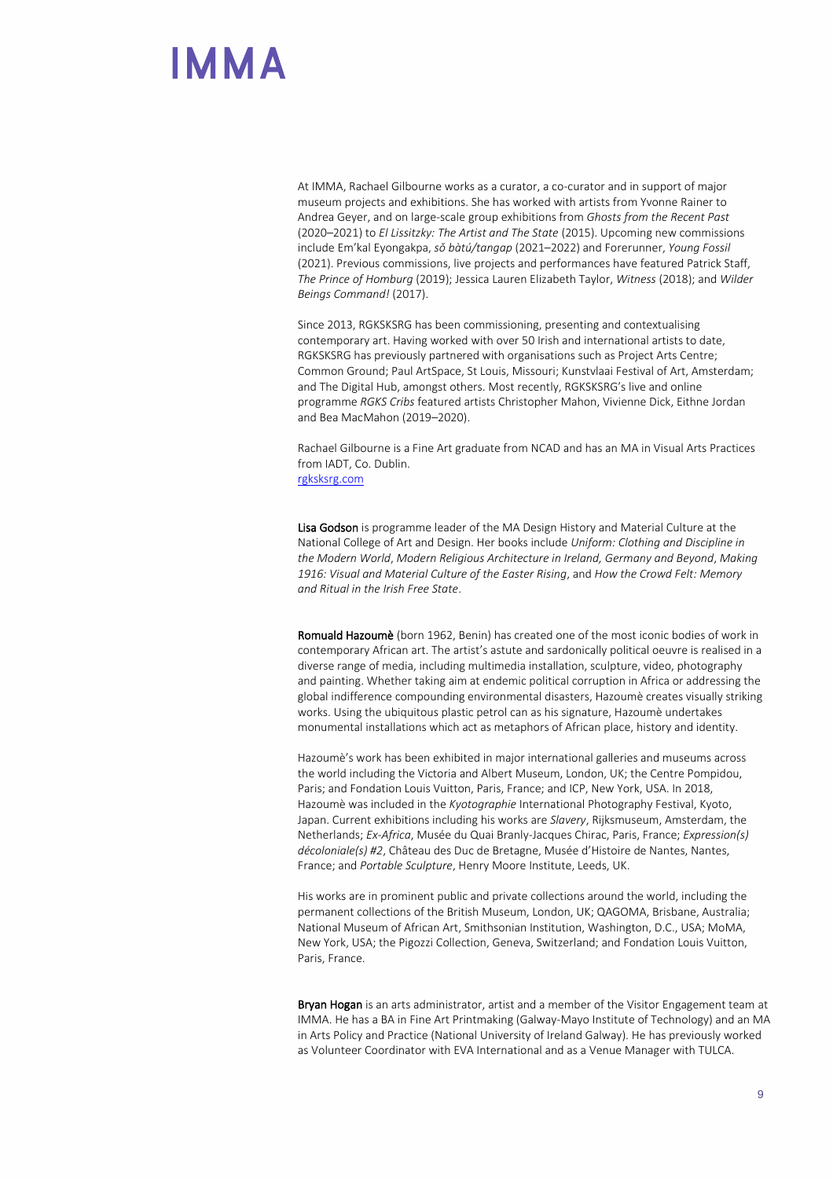At IMMA, Rachael Gilbourne works as a curator, a co-curator and in support of major museum projects and exhibitions. She has worked with artists from Yvonne Rainer to Andrea Geyer, and on large-scale group exhibitions from *Ghosts from the Recent Past* (2020–2021) to *El Lissitzky: The Artist and The State* (2015). Upcoming new commissions include Em'kal Eyongakpa, *sŏ bàtú/tangap* (2021–2022) and Forerunner, *Young Fossil* (2021). Previous commissions, live projects and performances have featured Patrick Staff, *The Prince of Homburg* (2019); Jessica Lauren Elizabeth Taylor, *Witness* (2018); and *Wilder Beings Command!* (2017).

Since 2013, RGKSKSRG has been commissioning, presenting and contextualising contemporary art. Having worked with over 50 Irish and international artists to date, RGKSKSRG has previously partnered with organisations such as Project Arts Centre; Common Ground; Paul ArtSpace, St Louis, Missouri; Kunstvlaai Festival of Art, Amsterdam; and The Digital Hub, amongst others. Most recently, RGKSKSRG's live and online programme *RGKS Cribs* featured artists Christopher Mahon, Vivienne Dick, Eithne Jordan and Bea MacMahon (2019–2020).

Rachael Gilbourne is a Fine Art graduate from NCAD and has an MA in Visual Arts Practices from IADT, Co. Dublin.
rgksksrg.com

**Lisa Godson** is programme leader of the MA Design History and Material Culture at the National College of Art and Design. Her books include *Uniform: Clothing and Discipline in the Modern World*, *Modern Religious Architecture in Ireland, Germany and Beyond*, *Making 1916: Visual and Material Culture of the Easter Rising*, and *How the Crowd Felt: Memory and Ritual in the Irish Free State*.

**Romuald Hazoumè** (born 1962, Benin) has created one of the most iconic bodies of work in contemporary African art. The artist's astute and sardonically political oeuvre is realised in a diverse range of media, including multimedia installation, sculpture, video, photography and painting. Whether taking aim at endemic political corruption in Africa or addressing the global indifference compounding environmental disasters, Hazoumè creates visually striking works. Using the ubiquitous plastic petrol can as his signature, Hazoumè undertakes monumental installations which act as metaphors of African place, history and identity.

Hazoumè's work has been exhibited in major international galleries and museums across the world including the Victoria and Albert Museum, London, UK; the Centre Pompidou, Paris; and Fondation Louis Vuitton, Paris, France; and ICP, New York, USA. In 2018, Hazoumè was included in the *Kyotographie* International Photography Festival, Kyoto, Japan. Current exhibitions including his works are *Slavery*, Rijksmuseum, Amsterdam, the Netherlands; *Ex-Africa*, Musée du Quai Branly-Jacques Chirac, Paris, France; *Expression(s) décoloniale(s) #2*, Château des Duc de Bretagne, Musée d'Histoire de Nantes, Nantes, France; and *Portable Sculpture*, Henry Moore Institute, Leeds, UK.

His works are in prominent public and private collections around the world, including the permanent collections of the British Museum, London, UK; QAGOMA, Brisbane, Australia; National Museum of African Art, Smithsonian Institution, Washington, D.C., USA; MoMA, New York, USA; the Pigozzi Collection, Geneva, Switzerland; and Fondation Louis Vuitton, Paris, France.

**Bryan Hogan** is an arts administrator, artist and a member of the Visitor Engagement team at IMMA. He has a BA in Fine Art Printmaking (Galway-Mayo Institute of Technology) and an MA in Arts Policy and Practice (National University of Ireland Galway). He has previously worked as Volunteer Coordinator with EVA International and as a Venue Manager with TULCA.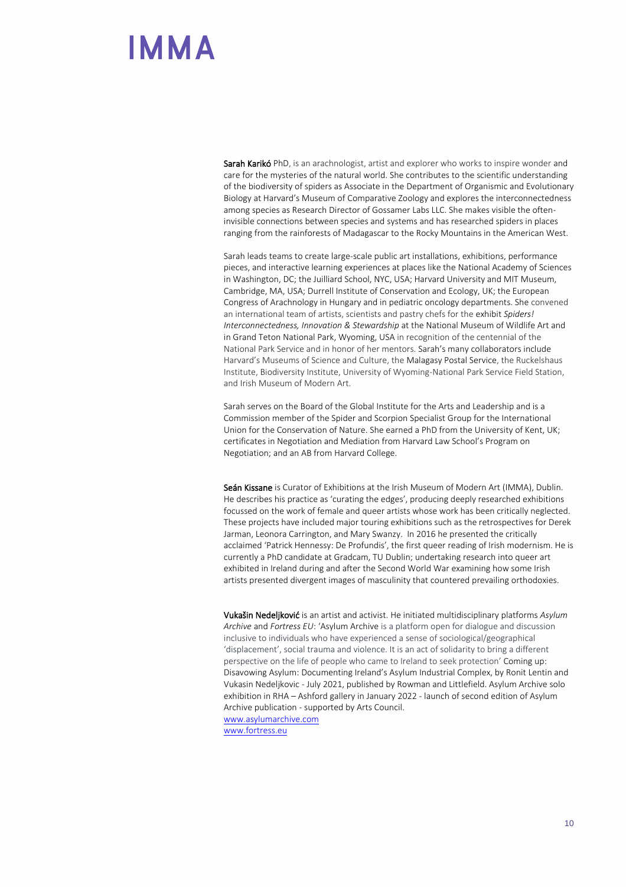**Sarah Karikó** PhD, is an arachnologist, artist and explorer who works to inspire wonder and care for the mysteries of the natural world. She contributes to the scientific understanding of the biodiversity of spiders as Associate in the Department of Organismic and Evolutionary Biology at Harvard's Museum of Comparative Zoology and explores the interconnectedness among species as Research Director of Gossamer Labs LLC. She makes visible the often-invisible connections between species and systems and has researched spiders in places ranging from the rainforests of Madagascar to the Rocky Mountains in the American West.

Sarah leads teams to create large-scale public art installations, exhibitions, performance pieces, and interactive learning experiences at places like the National Academy of Sciences in Washington, DC; the Juilliard School, NYC, USA; Harvard University and MIT Museum, Cambridge, MA, USA; Durrell Institute of Conservation and Ecology, UK; the European Congress of Arachnology in Hungary and in pediatric oncology departments. She convened an international team of artists, scientists and pastry chefs for the exhibit *Spiders! Interconnectedness, Innovation & Stewardship* at the National Museum of Wildlife Art and in Grand Teton National Park, Wyoming, USA in recognition of the centennial of the National Park Service and in honor of her mentors. Sarah's many collaborators include Harvard's Museums of Science and Culture, the Malagasy Postal Service, the Ruckelshaus Institute, Biodiversity Institute, University of Wyoming-National Park Service Field Station, and Irish Museum of Modern Art.

Sarah serves on the Board of the Global Institute for the Arts and Leadership and is a Commission member of the Spider and Scorpion Specialist Group for the International Union for the Conservation of Nature. She earned a PhD from the University of Kent, UK; certificates in Negotiation and Mediation from Harvard Law School's Program on Negotiation; and an AB from Harvard College.

**Seán Kissane** is Curator of Exhibitions at the Irish Museum of Modern Art (IMMA), Dublin. He describes his practice as 'curating the edges', producing deeply researched exhibitions focussed on the work of female and queer artists whose work has been critically neglected. These projects have included major touring exhibitions such as the retrospectives for Derek Jarman, Leonora Carrington, and Mary Swanzy. In 2016 he presented the critically acclaimed 'Patrick Hennessy: De Profundis', the first queer reading of Irish modernism. He is currently a PhD candidate at Gradcam, TU Dublin; undertaking research into queer art exhibited in Ireland during and after the Second World War examining how some Irish artists presented divergent images of masculinity that countered prevailing orthodoxies.

**Vukašin Nedeljković** is an artist and activist. He initiated multidisciplinary platforms *Asylum Archive* and *Fortress EU*: 'Asylum Archive is a platform open for dialogue and discussion inclusive to individuals who have experienced a sense of sociological/geographical 'displacement', social trauma and violence. It is an act of solidarity to bring a different perspective on the life of people who came to Ireland to seek protection' Coming up: Disavowing Asylum: Documenting Ireland's Asylum Industrial Complex, by Ronit Lentin and Vukasin Nedeljkovic - July 2021, published by Rowman and Littlefield. Asylum Archive solo exhibition in RHA – Ashford gallery in January 2022 - launch of second edition of Asylum Archive publication - supported by Arts Council.
www.asylumarchive.com
www.fortress.eu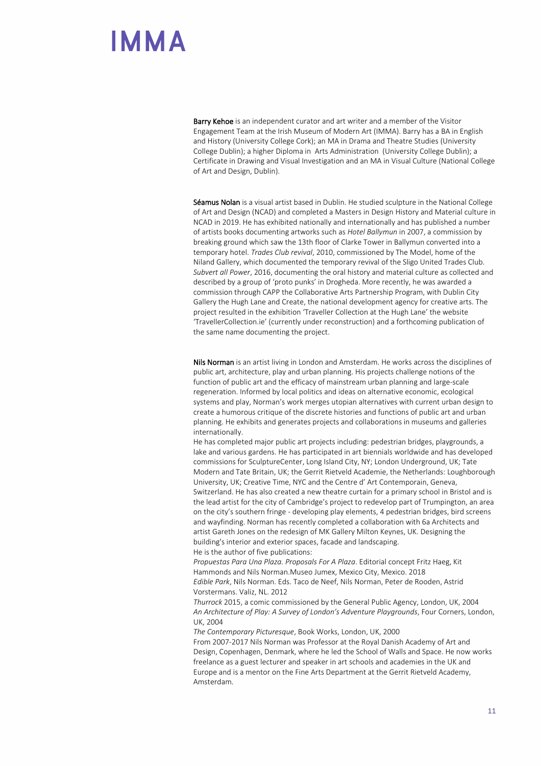**Barry Kehoe** is an independent curator and art writer and a member of the Visitor Engagement Team at the Irish Museum of Modern Art (IMMA). Barry has a BA in English and History (University College Cork); an MA in Drama and Theatre Studies (University College Dublin); a higher Diploma in Arts Administration (University College Dublin); a Certificate in Drawing and Visual Investigation and an MA in Visual Culture (National College of Art and Design, Dublin).

**Séamus Nolan** is a visual artist based in Dublin. He studied sculpture in the National College of Art and Design (NCAD) and completed a Masters in Design History and Material culture in NCAD in 2019. He has exhibited nationally and internationally and has published a number of artists books documenting artworks such as *Hotel Ballymun* in 2007, a commission by breaking ground which saw the 13th floor of Clarke Tower in Ballymun converted into a temporary hotel. *Trades Club revival*, 2010, commissioned by The Model, home of the Niland Gallery, which documented the temporary revival of the Sligo United Trades Club. *Subvert all Power*, 2016, documenting the oral history and material culture as collected and described by a group of 'proto punks' in Drogheda. More recently, he was awarded a commission through CAPP the Collaborative Arts Partnership Program, with Dublin City Gallery the Hugh Lane and Create, the national development agency for creative arts. The project resulted in the exhibition 'Traveller Collection at the Hugh Lane' the website 'TravellerCollection.ie' (currently under reconstruction) and a forthcoming publication of the same name documenting the project.

**Nils Norman** is an artist living in London and Amsterdam. He works across the disciplines of public art, architecture, play and urban planning. His projects challenge notions of the function of public art and the efficacy of mainstream urban planning and large-scale regeneration. Informed by local politics and ideas on alternative economic, ecological systems and play, Norman's work merges utopian alternatives with current urban design to create a humorous critique of the discrete histories and functions of public art and urban planning. He exhibits and generates projects and collaborations in museums and galleries internationally.

He has completed major public art projects including: pedestrian bridges, playgrounds, a lake and various gardens. He has participated in art biennials worldwide and has developed commissions for SculptureCenter, Long Island City, NY; London Underground, UK; Tate Modern and Tate Britain, UK; the Gerrit Rietveld Academie, the Netherlands: Loughborough University, UK; Creative Time, NYC and the Centre d' Art Contemporain, Geneva, Switzerland. He has also created a new theatre curtain for a primary school in Bristol and is the lead artist for the city of Cambridge's project to redevelop part of Trumpington, an area on the city's southern fringe - developing play elements, 4 pedestrian bridges, bird screens and wayfinding. Norman has recently completed a collaboration with 6a Architects and artist Gareth Jones on the redesign of MK Gallery Milton Keynes, UK. Designing the building's interior and exterior spaces, facade and landscaping.

He is the author of five publications:

*Propuestas Para Una Plaza. Proposals For A Plaza*. Editorial concept Fritz Haeg, Kit Hammonds and Nils Norman.Museo Jumex, Mexico City, Mexico. 2018

*Edible Park*, Nils Norman. Eds. Taco de Neef, Nils Norman, Peter de Rooden, Astrid Vorstermans. Valiz, NL. 2012

*Thurrock* 2015, a comic commissioned by the General Public Agency, London, UK, 2004

*An Architecture of Play: A Survey of London's Adventure Playgrounds*, Four Corners, London, UK, 2004

*The Contemporary Picturesque*, Book Works, London, UK, 2000

From 2007-2017 Nils Norman was Professor at the Royal Danish Academy of Art and Design, Copenhagen, Denmark, where he led the School of Walls and Space. He now works freelance as a guest lecturer and speaker in art schools and academies in the UK and Europe and is a mentor on the Fine Arts Department at the Gerrit Rietveld Academy, Amsterdam.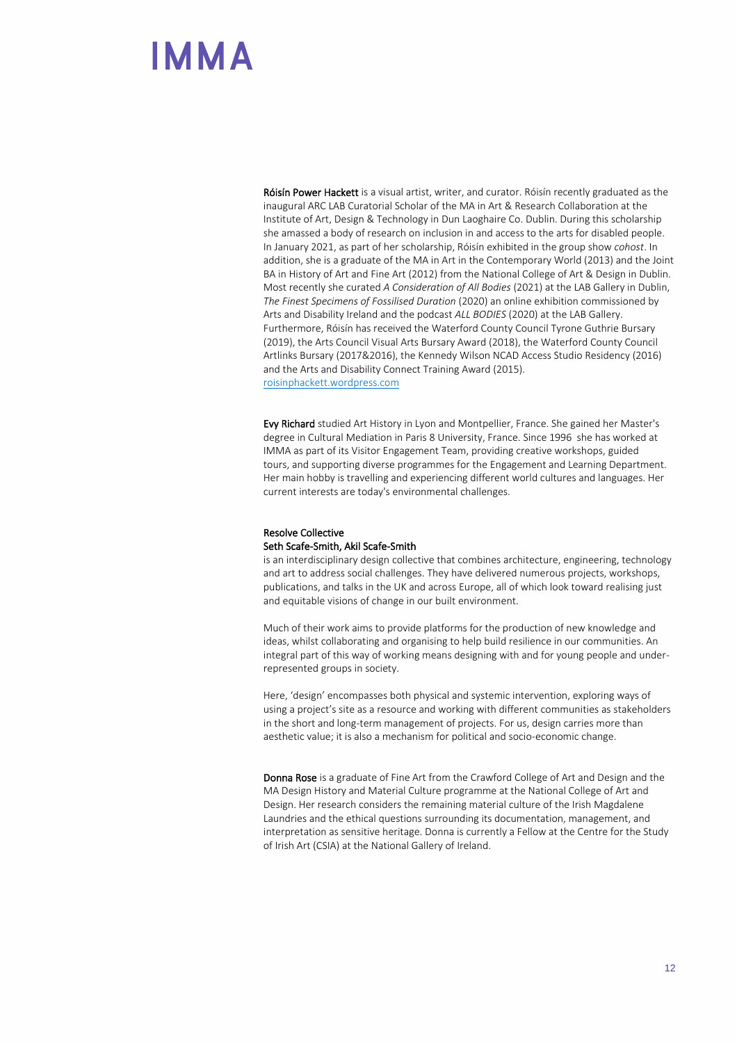**Róisín Power Hackett** is a visual artist, writer, and curator. Róisín recently graduated as the inaugural ARC LAB Curatorial Scholar of the MA in Art & Research Collaboration at the Institute of Art, Design & Technology in Dun Laoghaire Co. Dublin. During this scholarship she amassed a body of research on inclusion in and access to the arts for disabled people. In January 2021, as part of her scholarship, Róisín exhibited in the group show *cohost*. In addition, she is a graduate of the MA in Art in the Contemporary World (2013) and the Joint BA in History of Art and Fine Art (2012) from the National College of Art & Design in Dublin. Most recently she curated *A Consideration of All Bodies* (2021) at the LAB Gallery in Dublin, *The Finest Specimens of Fossilised Duration* (2020) an online exhibition commissioned by Arts and Disability Ireland and the podcast *ALL BODIES* (2020) at the LAB Gallery. Furthermore, Róisín has received the Waterford County Council Tyrone Guthrie Bursary (2019), the Arts Council Visual Arts Bursary Award (2018), the Waterford County Council Artlinks Bursary (2017&2016), the Kennedy Wilson NCAD Access Studio Residency (2016) and the Arts and Disability Connect Training Award (2015).
roisinphackett.wordpress.com

**Evy Richard** studied Art History in Lyon and Montpellier, France. She gained her Master's degree in Cultural Mediation in Paris 8 University, France. Since 1996 she has worked at IMMA as part of its Visitor Engagement Team, providing creative workshops, guided tours, and supporting diverse programmes for the Engagement and Learning Department. Her main hobby is travelling and experiencing different world cultures and languages. Her current interests are today's environmental challenges.

**Resolve Collective**
**Seth Scafe-Smith, Akil Scafe-Smith**
is an interdisciplinary design collective that combines architecture, engineering, technology and art to address social challenges. They have delivered numerous projects, workshops, publications, and talks in the UK and across Europe, all of which look toward realising just and equitable visions of change in our built environment.

Much of their work aims to provide platforms for the production of new knowledge and ideas, whilst collaborating and organising to help build resilience in our communities. An integral part of this way of working means designing with and for young people and under-represented groups in society.

Here, 'design' encompasses both physical and systemic intervention, exploring ways of using a project's site as a resource and working with different communities as stakeholders in the short and long-term management of projects. For us, design carries more than aesthetic value; it is also a mechanism for political and socio-economic change.

**Donna Rose** is a graduate of Fine Art from the Crawford College of Art and Design and the MA Design History and Material Culture programme at the National College of Art and Design. Her research considers the remaining material culture of the Irish Magdalene Laundries and the ethical questions surrounding its documentation, management, and interpretation as sensitive heritage. Donna is currently a Fellow at the Centre for the Study of Irish Art (CSIA) at the National Gallery of Ireland.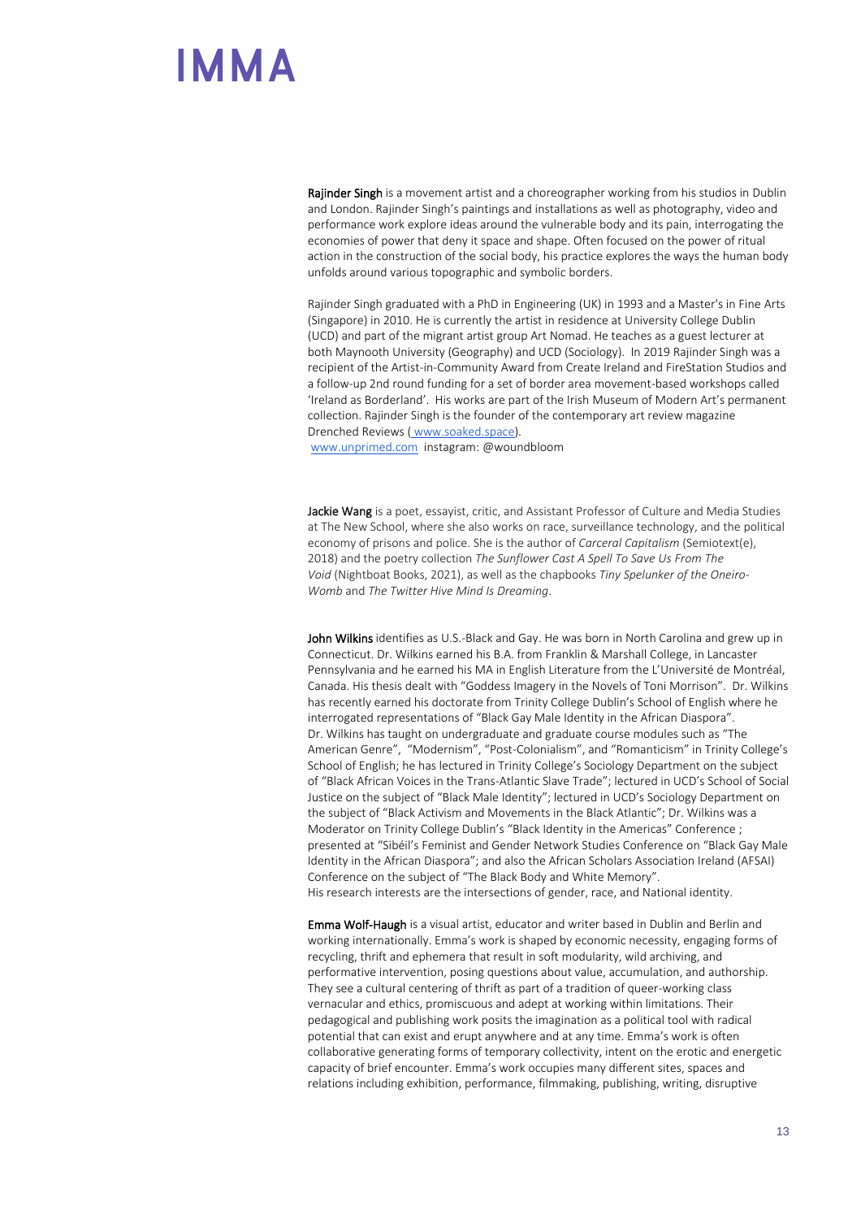**Rajinder Singh** is a movement artist and a choreographer working from his studios in Dublin and London. Rajinder Singh's paintings and installations as well as photography, video and performance work explore ideas around the vulnerable body and its pain, interrogating the economies of power that deny it space and shape. Often focused on the power of ritual action in the construction of the social body, his practice explores the ways the human body unfolds around various topographic and symbolic borders.

Rajinder Singh graduated with a PhD in Engineering (UK) in 1993 and a Master's in Fine Arts (Singapore) in 2010. He is currently the artist in residence at University College Dublin (UCD) and part of the migrant artist group Art Nomad. He teaches as a guest lecturer at both Maynooth University (Geography) and UCD (Sociology). In 2019 Rajinder Singh was a recipient of the Artist-in-Community Award from Create Ireland and FireStation Studios and a follow-up 2nd round funding for a set of border area movement-based workshops called 'Ireland as Borderland'. His works are part of the Irish Museum of Modern Art's permanent collection. Rajinder Singh is the founder of the contemporary art review magazine Drenched Reviews ( www.soaked.space).
www.unprimed.com instagram: @woundbloom

**Jackie Wang** is a poet, essayist, critic, and Assistant Professor of Culture and Media Studies at The New School, where she also works on race, surveillance technology, and the political economy of prisons and police. She is the author of *Carceral Capitalism* (Semiotext(e), 2018) and the poetry collection *The Sunflower Cast A Spell To Save Us From The Void* (Nightboat Books, 2021), as well as the chapbooks *Tiny Spelunker of the Oneiro-Womb* and *The Twitter Hive Mind Is Dreaming*.

**John Wilkins** identifies as U.S.-Black and Gay. He was born in North Carolina and grew up in Connecticut. Dr. Wilkins earned his B.A. from Franklin & Marshall College, in Lancaster Pennsylvania and he earned his MA in English Literature from the L'Université de Montréal, Canada. His thesis dealt with "Goddess Imagery in the Novels of Toni Morrison". Dr. Wilkins has recently earned his doctorate from Trinity College Dublin's School of English where he interrogated representations of "Black Gay Male Identity in the African Diaspora". Dr. Wilkins has taught on undergraduate and graduate course modules such as "The American Genre", "Modernism", "Post-Colonialism", and "Romanticism" in Trinity College's School of English; he has lectured in Trinity College's Sociology Department on the subject of "Black African Voices in the Trans-Atlantic Slave Trade"; lectured in UCD's School of Social Justice on the subject of "Black Male Identity"; lectured in UCD's Sociology Department on the subject of "Black Activism and Movements in the Black Atlantic"; Dr. Wilkins was a Moderator on Trinity College Dublin's "Black Identity in the Americas" Conference ; presented at "Sibéil's Feminist and Gender Network Studies Conference on "Black Gay Male Identity in the African Diaspora"; and also the African Scholars Association Ireland (AFSAI) Conference on the subject of "The Black Body and White Memory".
His research interests are the intersections of gender, race, and National identity.

**Emma Wolf-Haugh** is a visual artist, educator and writer based in Dublin and Berlin and working internationally. Emma's work is shaped by economic necessity, engaging forms of recycling, thrift and ephemera that result in soft modularity, wild archiving, and performative intervention, posing questions about value, accumulation, and authorship. They see a cultural centering of thrift as part of a tradition of queer-working class vernacular and ethics, promiscuous and adept at working within limitations. Their pedagogical and publishing work posits the imagination as a political tool with radical potential that can exist and erupt anywhere and at any time. Emma's work is often collaborative generating forms of temporary collectivity, intent on the erotic and energetic capacity of brief encounter. Emma's work occupies many different sites, spaces and relations including exhibition, performance, filmmaking, publishing, writing, disruptive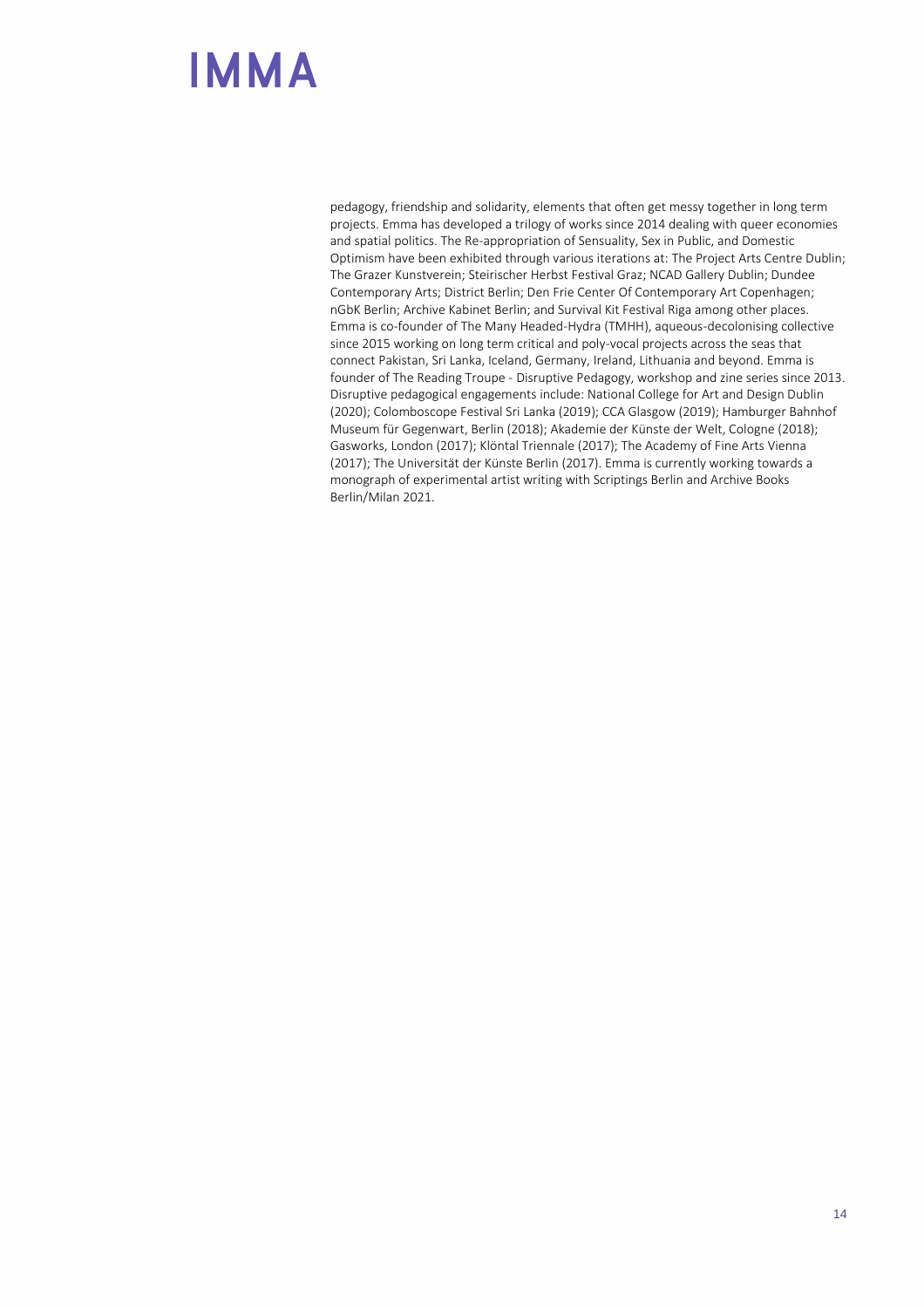pedagogy, friendship and solidarity, elements that often get messy together in long term projects. Emma has developed a trilogy of works since 2014 dealing with queer economies and spatial politics. The Re-appropriation of Sensuality, Sex in Public, and Domestic Optimism have been exhibited through various iterations at: The Project Arts Centre Dublin; The Grazer Kunstverein; Steirischer Herbst Festival Graz; NCAD Gallery Dublin; Dundee Contemporary Arts; District Berlin; Den Frie Center Of Contemporary Art Copenhagen; nGbK Berlin; Archive Kabinet Berlin; and Survival Kit Festival Riga among other places. Emma is co-founder of The Many Headed-Hydra (TMHH), aqueous-decolonising collective since 2015 working on long term critical and poly-vocal projects across the seas that connect Pakistan, Sri Lanka, Iceland, Germany, Ireland, Lithuania and beyond. Emma is founder of The Reading Troupe - Disruptive Pedagogy, workshop and zine series since 2013. Disruptive pedagogical engagements include: National College for Art and Design Dublin (2020); Colomboscope Festival Sri Lanka (2019); CCA Glasgow (2019); Hamburger Bahnhof Museum für Gegenwart, Berlin (2018); Akademie der Künste der Welt, Cologne (2018); Gasworks, London (2017); Klöntal Triennale (2017); The Academy of Fine Arts Vienna (2017); The Universität der Künste Berlin (2017). Emma is currently working towards a monograph of experimental artist writing with Scriptings Berlin and Archive Books Berlin/Milan 2021.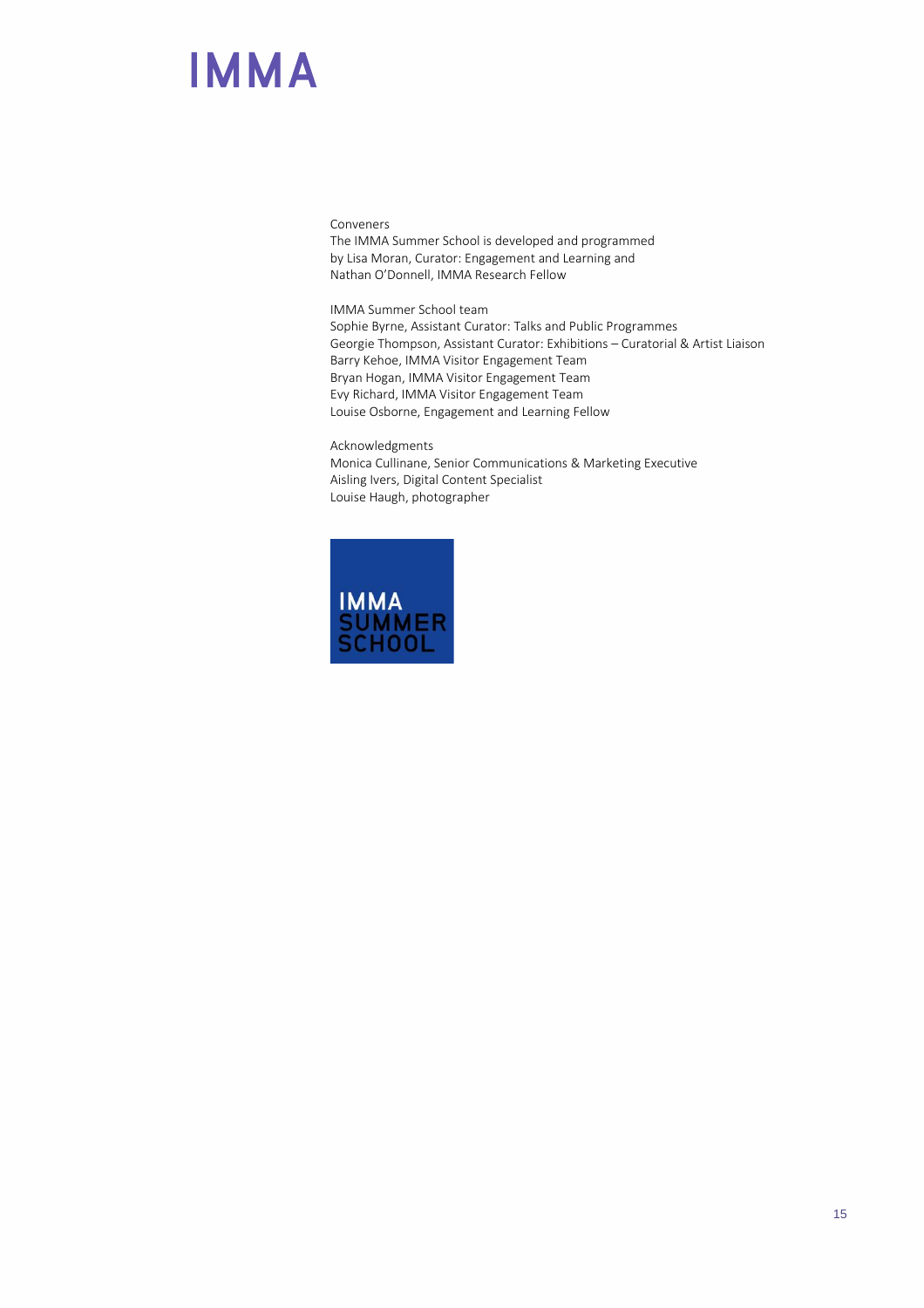Conveners

The IMMA Summer School is developed and programmed by Lisa Moran, Curator: Engagement and Learning and Nathan O'Donnell, IMMA Research Fellow

IMMA Summer School team

Sophie Byrne, Assistant Curator: Talks and Public Programmes
Georgie Thompson, Assistant Curator: Exhibitions – Curatorial & Artist Liaison
Barry Kehoe, IMMA Visitor Engagement Team
Bryan Hogan, IMMA Visitor Engagement Team
Evy Richard, IMMA Visitor Engagement Team
Louise Osborne, Engagement and Learning Fellow

Acknowledgments

Monica Cullinane, Senior Communications & Marketing Executive
Aisling Ivers, Digital Content Specialist
Louise Haugh, photographer

IMMA SUMMER SCHOOL